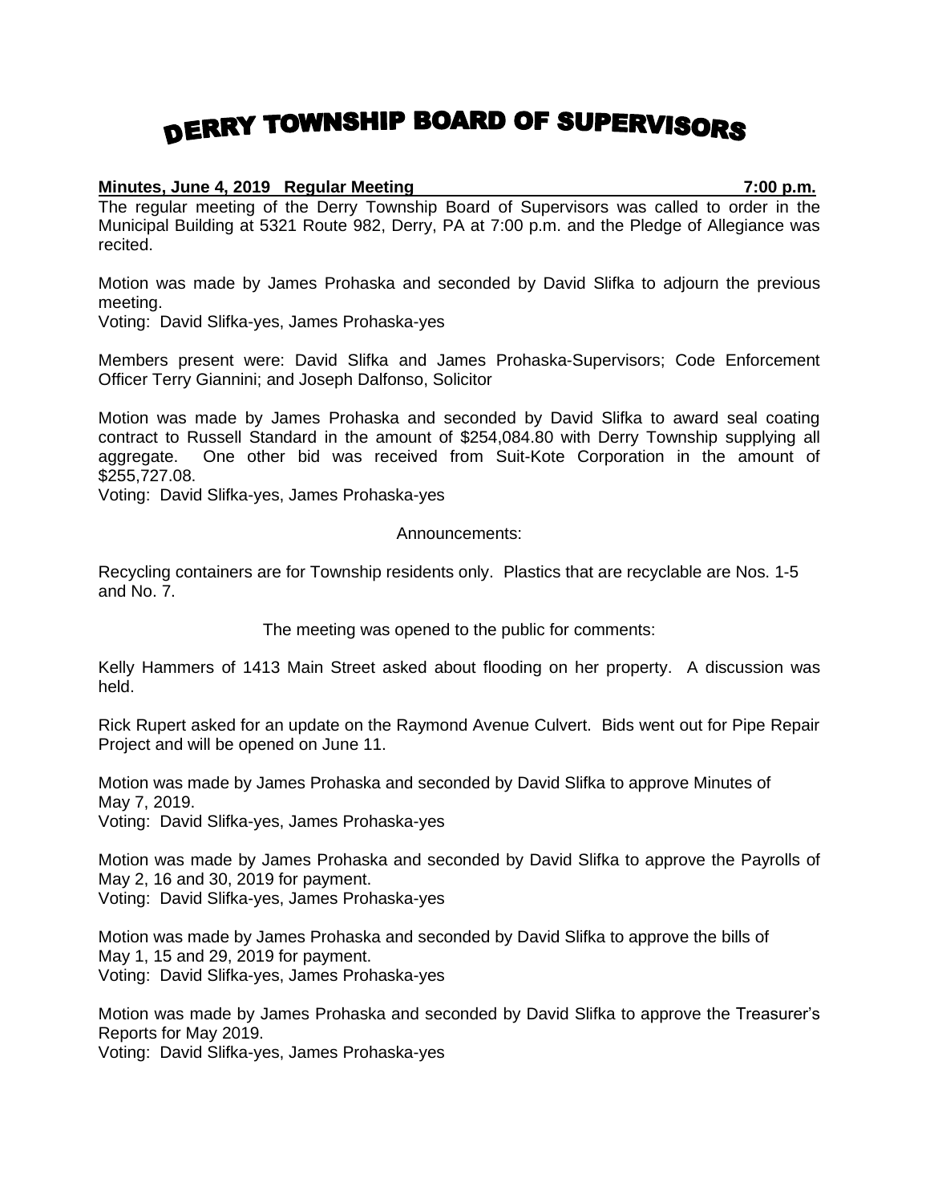# DERRY TOWNSHIP BOARD OF SUPERVISORS

**Minutes, June 4, 2019 Regular Meeting 7:00 p.m.**

The regular meeting of the Derry Township Board of Supervisors was called to order in the Municipal Building at 5321 Route 982, Derry, PA at 7:00 p.m. and the Pledge of Allegiance was recited.

Motion was made by James Prohaska and seconded by David Slifka to adjourn the previous meeting.
Voting: David Slifka-yes, James Prohaska-yes

Members present were: David Slifka and James Prohaska-Supervisors; Code Enforcement Officer Terry Giannini; and Joseph Dalfonso, Solicitor

Motion was made by James Prohaska and seconded by David Slifka to award seal coating contract to Russell Standard in the amount of $254,084.80 with Derry Township supplying all aggregate. One other bid was received from Suit-Kote Corporation in the amount of $255,727.08.
Voting: David Slifka-yes, James Prohaska-yes

Announcements:

Recycling containers are for Township residents only. Plastics that are recyclable are Nos. 1-5 and No. 7.

The meeting was opened to the public for comments:

Kelly Hammers of 1413 Main Street asked about flooding on her property. A discussion was held.

Rick Rupert asked for an update on the Raymond Avenue Culvert. Bids went out for Pipe Repair Project and will be opened on June 11.

Motion was made by James Prohaska and seconded by David Slifka to approve Minutes of May 7, 2019.
Voting: David Slifka-yes, James Prohaska-yes

Motion was made by James Prohaska and seconded by David Slifka to approve the Payrolls of May 2, 16 and 30, 2019 for payment.
Voting: David Slifka-yes, James Prohaska-yes

Motion was made by James Prohaska and seconded by David Slifka to approve the bills of May 1, 15 and 29, 2019 for payment.
Voting: David Slifka-yes, James Prohaska-yes

Motion was made by James Prohaska and seconded by David Slifka to approve the Treasurer's Reports for May 2019.
Voting: David Slifka-yes, James Prohaska-yes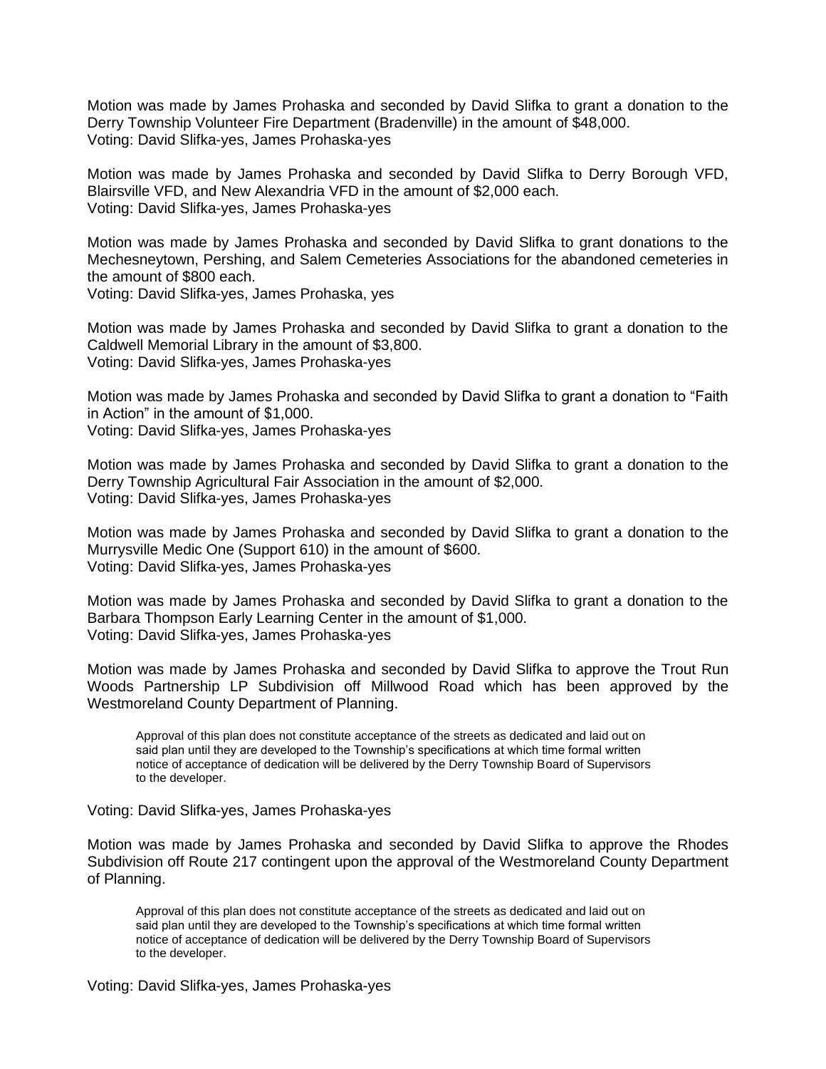Motion was made by James Prohaska and seconded by David Slifka to grant a donation to the Derry Township Volunteer Fire Department (Bradenville) in the amount of $48,000.
Voting: David Slifka-yes, James Prohaska-yes

Motion was made by James Prohaska and seconded by David Slifka to Derry Borough VFD, Blairsville VFD, and New Alexandria VFD in the amount of $2,000 each.
Voting: David Slifka-yes, James Prohaska-yes

Motion was made by James Prohaska and seconded by David Slifka to grant donations to the Mechesneytown, Pershing, and Salem Cemeteries Associations for the abandoned cemeteries in the amount of $800 each.
Voting: David Slifka-yes, James Prohaska, yes

Motion was made by James Prohaska and seconded by David Slifka to grant a donation to the Caldwell Memorial Library in the amount of $3,800.
Voting: David Slifka-yes, James Prohaska-yes

Motion was made by James Prohaska and seconded by David Slifka to grant a donation to "Faith in Action" in the amount of $1,000.
Voting: David Slifka-yes, James Prohaska-yes

Motion was made by James Prohaska and seconded by David Slifka to grant a donation to the Derry Township Agricultural Fair Association in the amount of $2,000.
Voting: David Slifka-yes, James Prohaska-yes

Motion was made by James Prohaska and seconded by David Slifka to grant a donation to the Murrysville Medic One (Support 610) in the amount of $600.
Voting: David Slifka-yes, James Prohaska-yes

Motion was made by James Prohaska and seconded by David Slifka to grant a donation to the Barbara Thompson Early Learning Center in the amount of $1,000.
Voting: David Slifka-yes, James Prohaska-yes

Motion was made by James Prohaska and seconded by David Slifka to approve the Trout Run Woods Partnership LP Subdivision off Millwood Road which has been approved by the Westmoreland County Department of Planning.

> Approval of this plan does not constitute acceptance of the streets as dedicated and laid out on said plan until they are developed to the Township's specifications at which time formal written notice of acceptance of dedication will be delivered by the Derry Township Board of Supervisors to the developer.

Voting: David Slifka-yes, James Prohaska-yes

Motion was made by James Prohaska and seconded by David Slifka to approve the Rhodes Subdivision off Route 217 contingent upon the approval of the Westmoreland County Department of Planning.

> Approval of this plan does not constitute acceptance of the streets as dedicated and laid out on said plan until they are developed to the Township's specifications at which time formal written notice of acceptance of dedication will be delivered by the Derry Township Board of Supervisors to the developer.

Voting: David Slifka-yes, James Prohaska-yes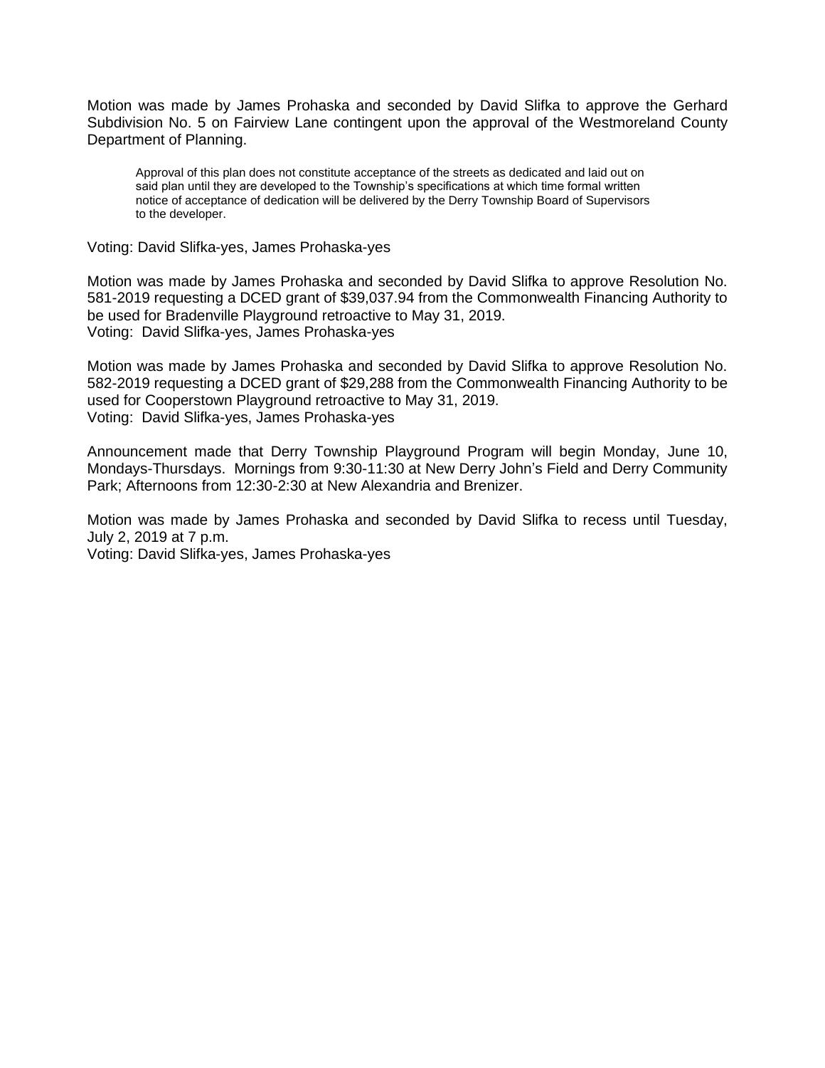Motion was made by James Prohaska and seconded by David Slifka to approve the Gerhard Subdivision No. 5 on Fairview Lane contingent upon the approval of the Westmoreland County Department of Planning.

> Approval of this plan does not constitute acceptance of the streets as dedicated and laid out on said plan until they are developed to the Township's specifications at which time formal written notice of acceptance of dedication will be delivered by the Derry Township Board of Supervisors to the developer.

Voting: David Slifka-yes, James Prohaska-yes

Motion was made by James Prohaska and seconded by David Slifka to approve Resolution No. 581-2019 requesting a DCED grant of $39,037.94 from the Commonwealth Financing Authority to be used for Bradenville Playground retroactive to May 31, 2019.
Voting: David Slifka-yes, James Prohaska-yes

Motion was made by James Prohaska and seconded by David Slifka to approve Resolution No. 582-2019 requesting a DCED grant of $29,288 from the Commonwealth Financing Authority to be used for Cooperstown Playground retroactive to May 31, 2019.
Voting: David Slifka-yes, James Prohaska-yes

Announcement made that Derry Township Playground Program will begin Monday, June 10, Mondays-Thursdays. Mornings from 9:30-11:30 at New Derry John's Field and Derry Community Park; Afternoons from 12:30-2:30 at New Alexandria and Brenizer.

Motion was made by James Prohaska and seconded by David Slifka to recess until Tuesday, July 2, 2019 at 7 p.m.
Voting: David Slifka-yes, James Prohaska-yes